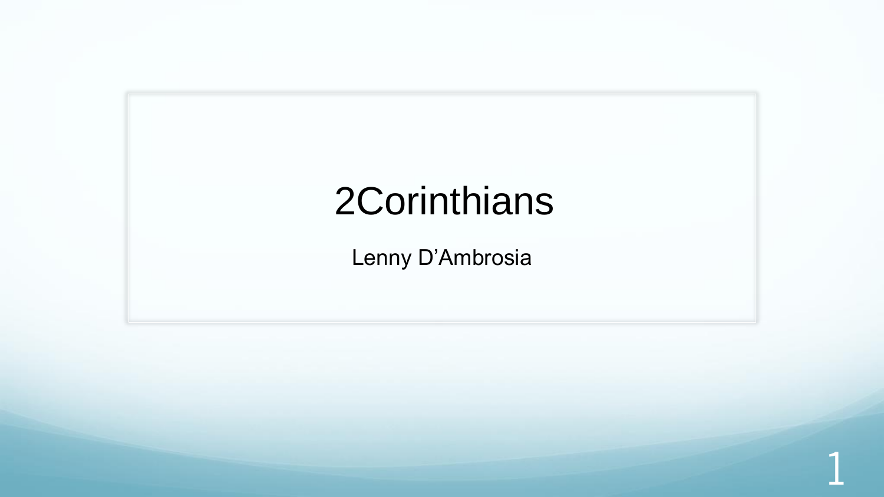# 2Corinthians

Lenny D'Ambrosia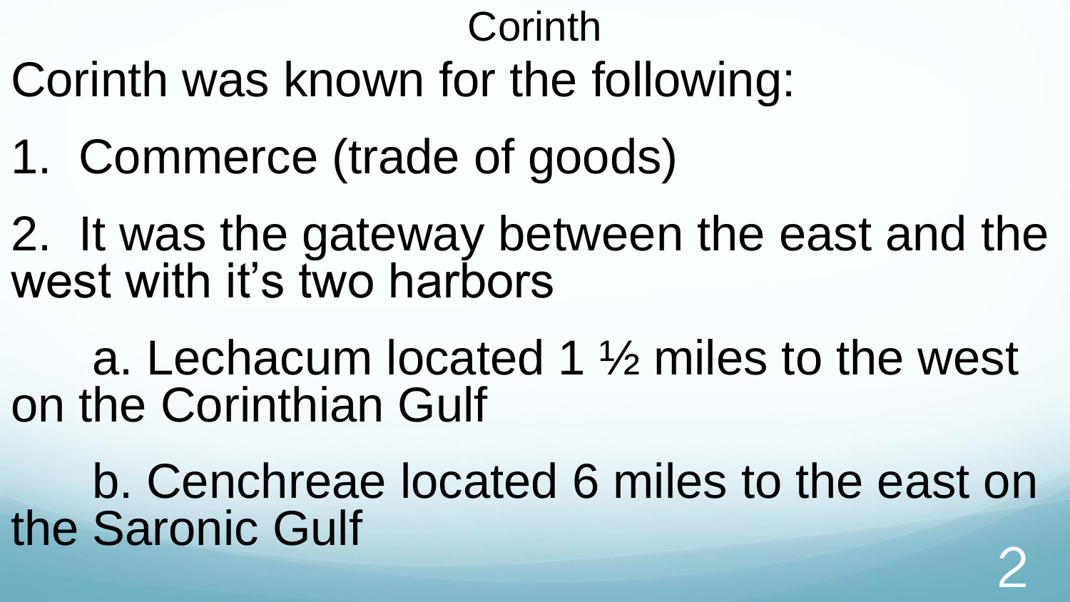# Corinth

Corinth was known for the following:

1. Commerce (trade of goods)

2. It was the gateway between the east and the west with it's two harbors

   a. Lechacum located 1 ½ miles to the west on the Corinthian Gulf

   b. Cenchreae located 6 miles to the east on the Saronic Gulf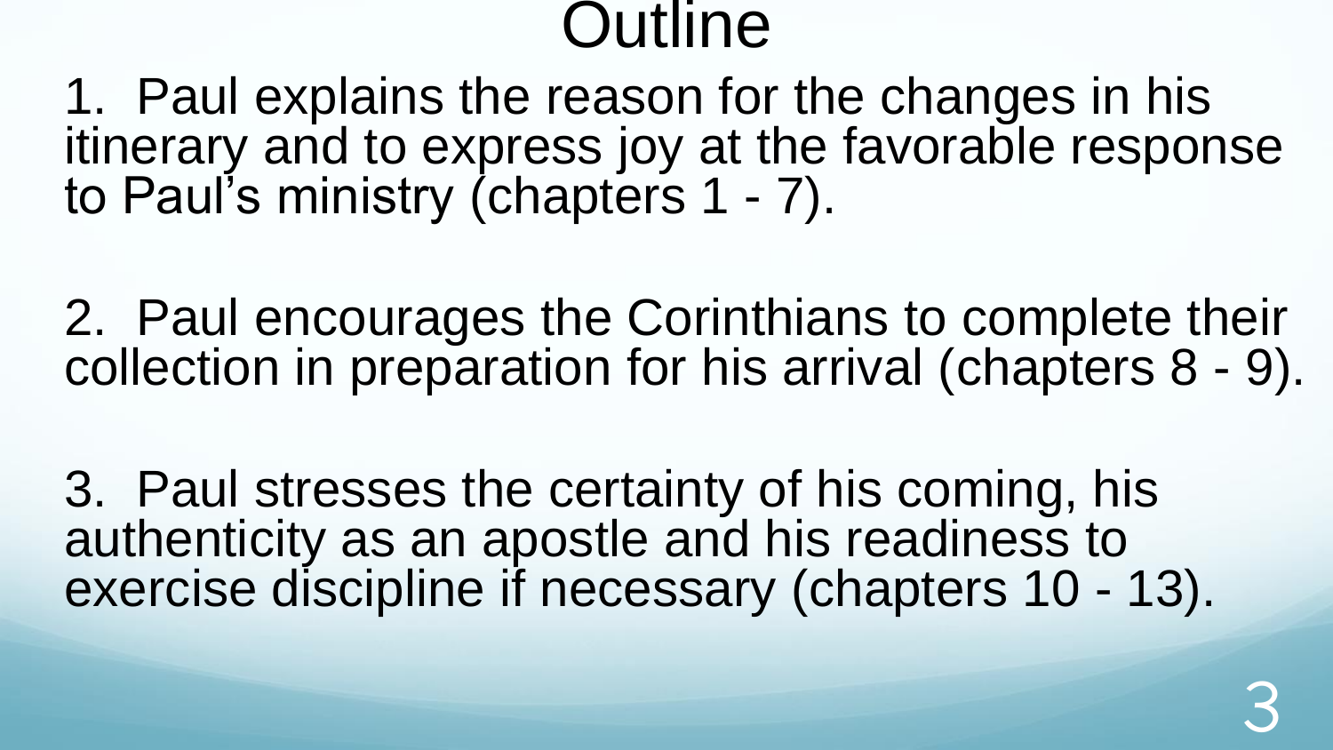# Outline

1. Paul explains the reason for the changes in his itinerary and to express joy at the favorable response to Paul's ministry (chapters 1 - 7).

2. Paul encourages the Corinthians to complete their collection in preparation for his arrival (chapters 8 - 9).

3. Paul stresses the certainty of his coming, his authenticity as an apostle and his readiness to exercise discipline if necessary (chapters 10 - 13).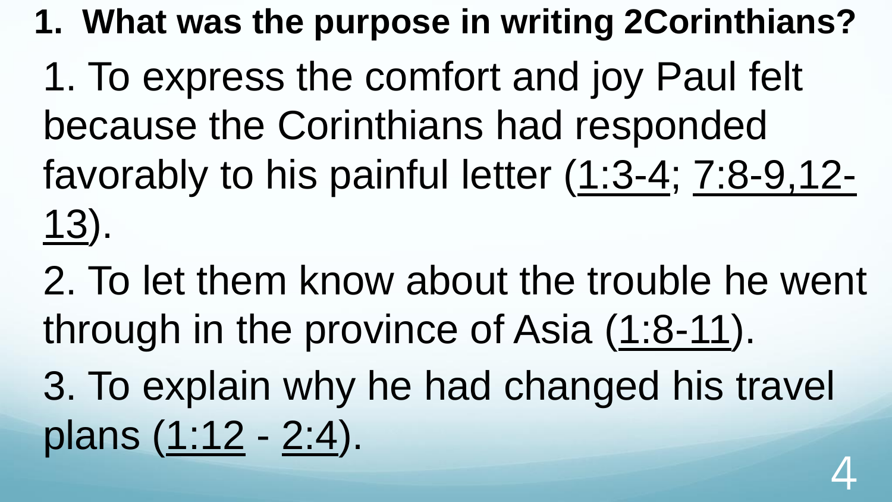**1. What was the purpose in writing 2Corinthians?**

1. To express the comfort and joy Paul felt because the Corinthians had responded favorably to his painful letter (1:3-4; 7:8-9,12-13).
2. To let them know about the trouble he went through in the province of Asia (1:8-11).
3. To explain why he had changed his travel plans (1:12 - 2:4).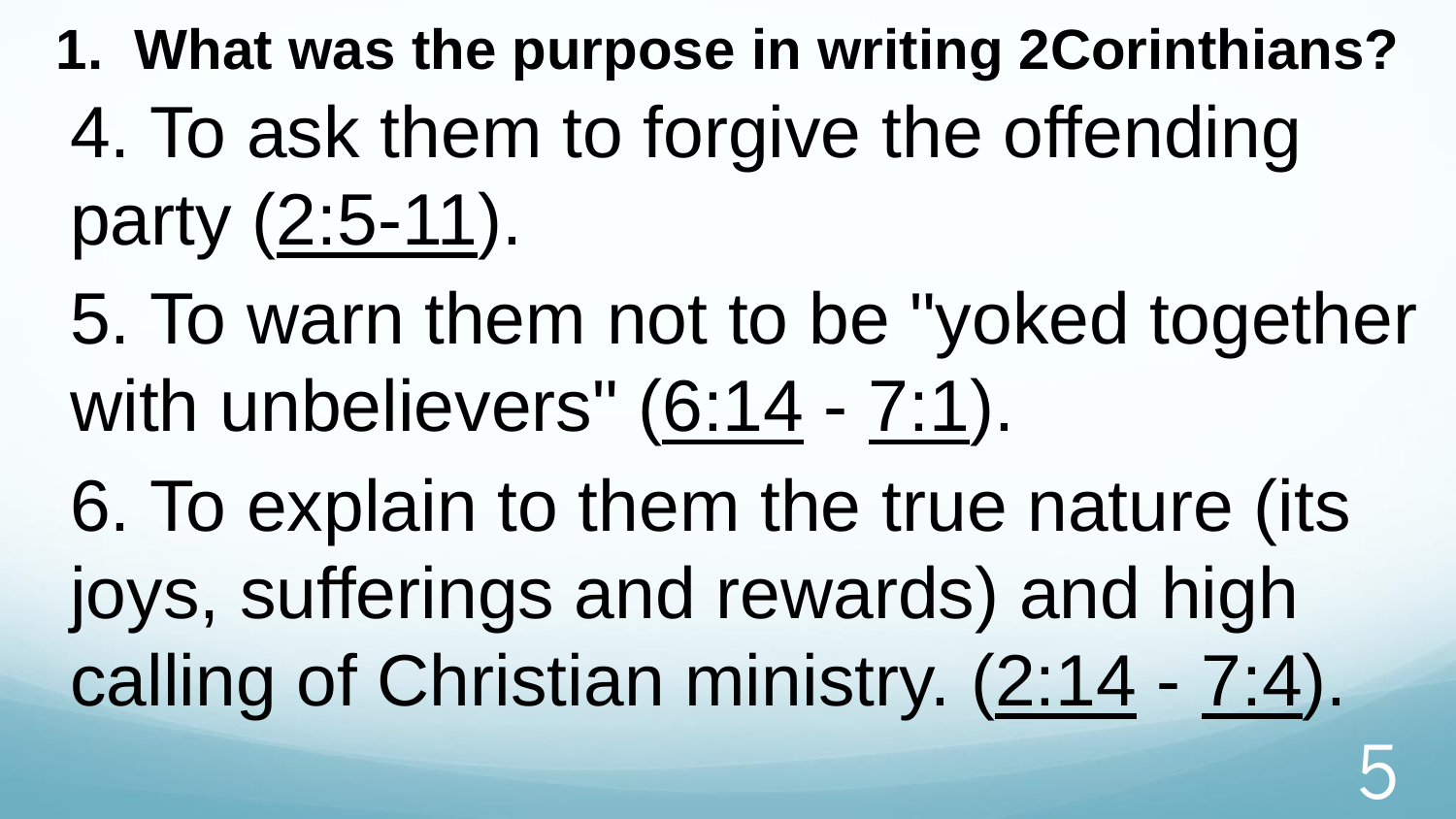**1. What was the purpose in writing 2Corinthians?**

4. To ask them to forgive the offending party (2:5-11).

5. To warn them not to be "yoked together with unbelievers" (6:14 - 7:1).

6. To explain to them the true nature (its joys, sufferings and rewards) and high calling of Christian ministry. (2:14 - 7:4).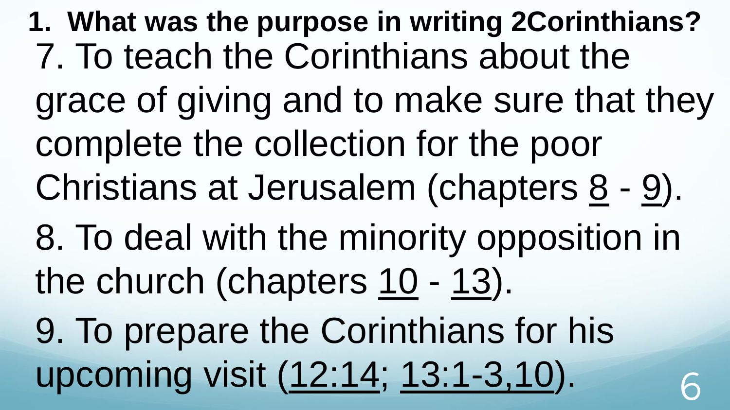**1. What was the purpose in writing 2Corinthians?**

7. To teach the Corinthians about the grace of giving and to make sure that they complete the collection for the poor Christians at Jerusalem (chapters 8 - 9).

8. To deal with the minority opposition in the church (chapters 10 - 13).

9. To prepare the Corinthians for his upcoming visit (12:14; 13:1-3,10).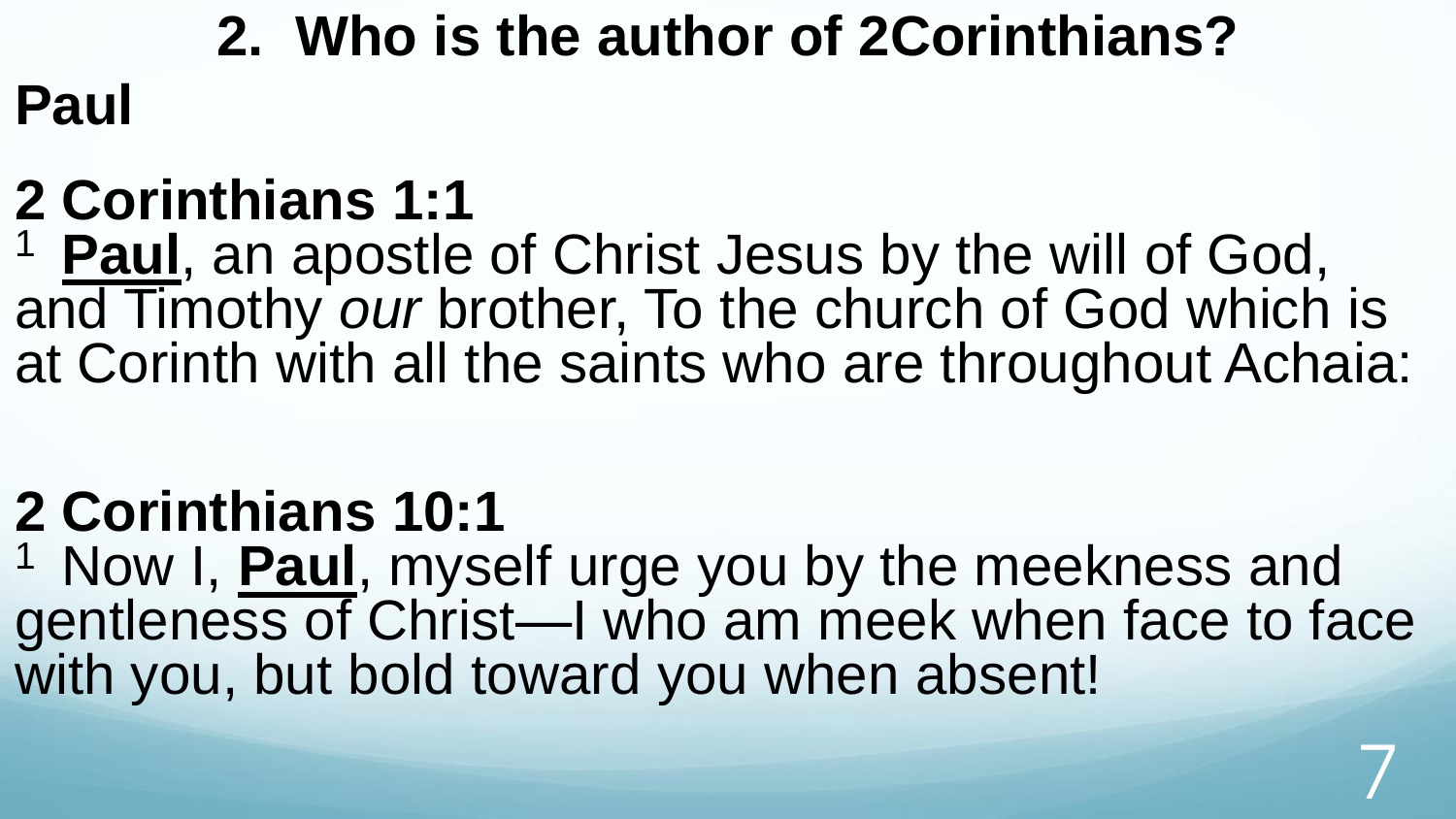## 2. Who is the author of 2Corinthians?

**Paul**

### 2 Corinthians 1:1

[1] **Paul**, an apostle of Christ Jesus by the will of God, and Timothy *our* brother, To the church of God which is at Corinth with all the saints who are throughout Achaia:

### 2 Corinthians 10:1

[1] Now I, **Paul**, myself urge you by the meekness and gentleness of Christ—I who am meek when face to face with you, but bold toward you when absent!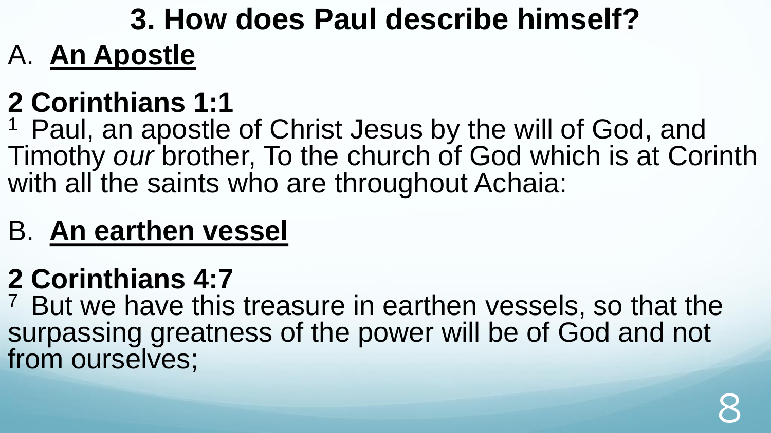# 3. How does Paul describe himself?

A. **An Apostle**

**2 Corinthians 1:1**

[1] Paul, an apostle of Christ Jesus by the will of God, and Timothy *our* brother, To the church of God which is at Corinth with all the saints who are throughout Achaia:

B. **An earthen vessel**

**2 Corinthians 4:7**

[7] But we have this treasure in earthen vessels, so that the surpassing greatness of the power will be of God and not from ourselves;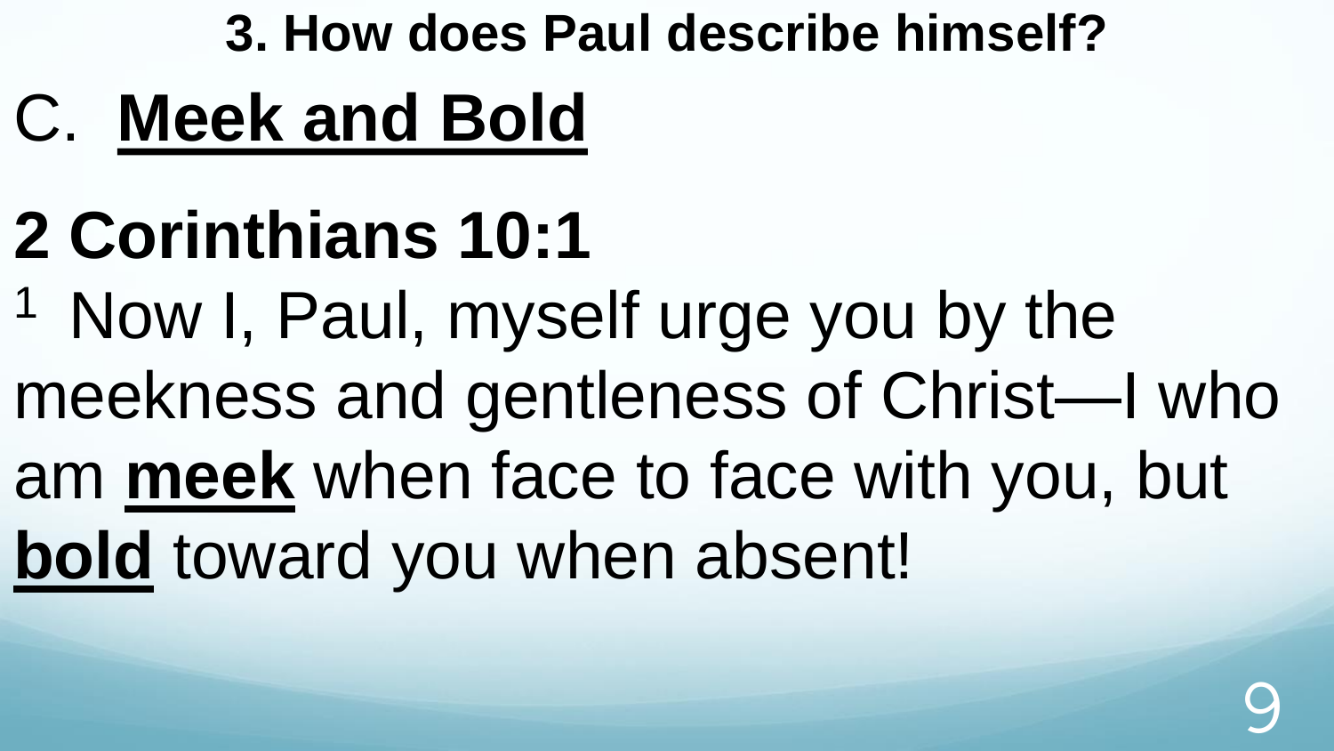**3. How does Paul describe himself?**

# C. **Meek and Bold**

## 2 Corinthians 10:1

[1] Now I, Paul, myself urge you by the meekness and gentleness of Christ—I who am **meek** when face to face with you, but **bold** toward you when absent!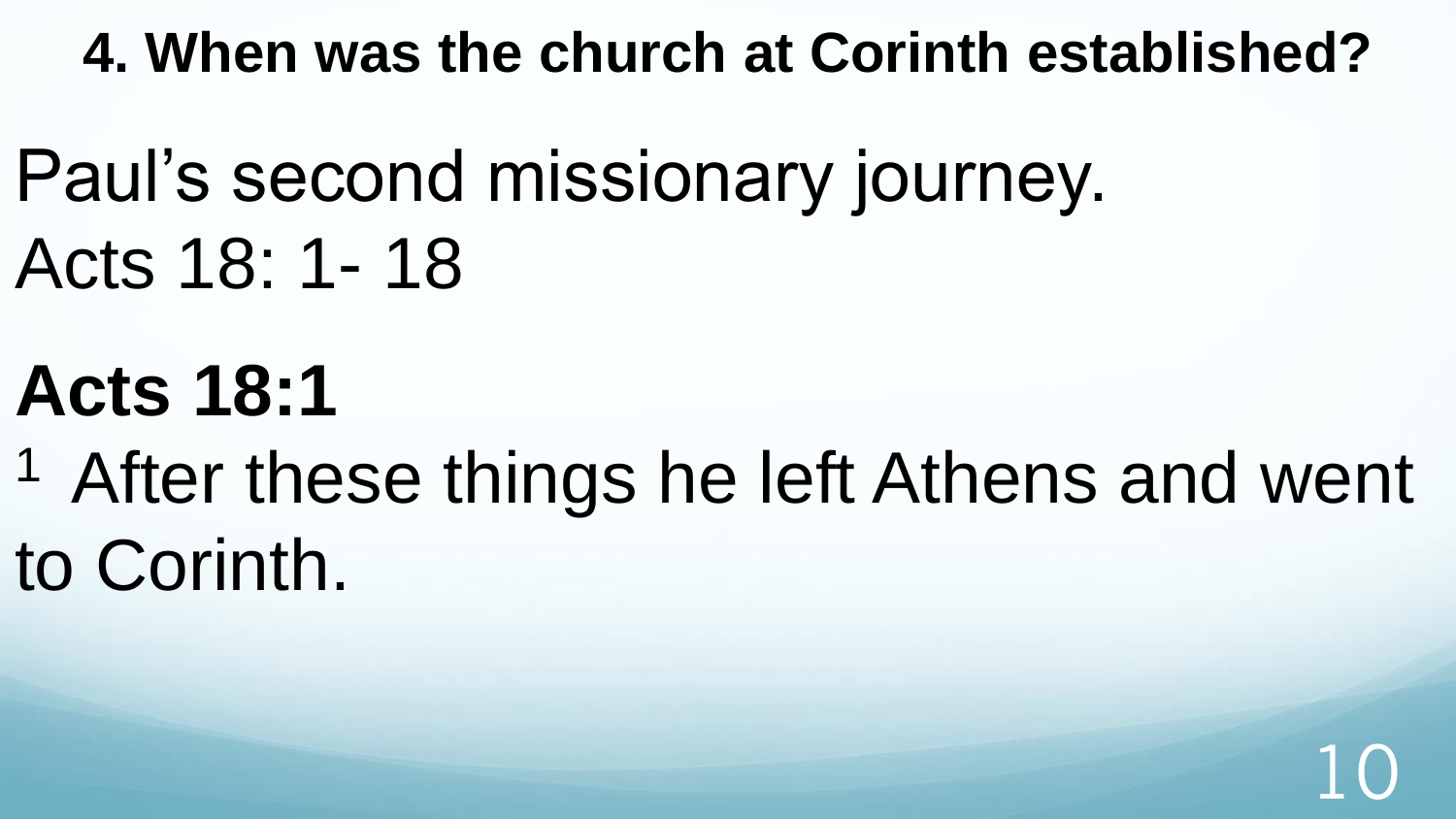## 4. When was the church at Corinth established?

Paul's second missionary journey.
Acts 18: 1- 18

**Acts 18:1**

[1] After these things he left Athens and went to Corinth.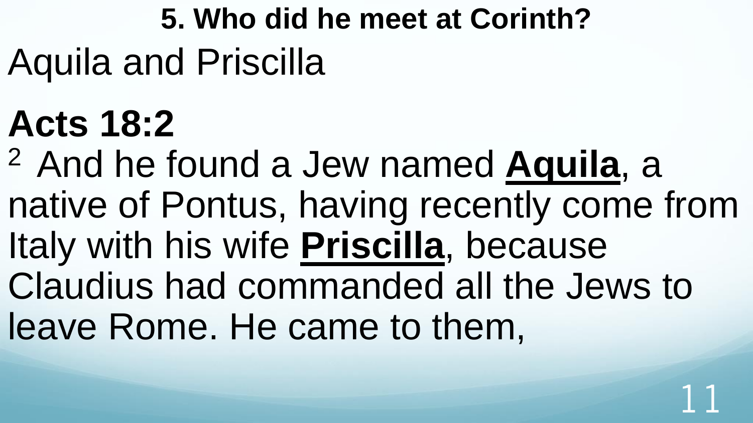## 5. Who did he meet at Corinth?

Aquila and Priscilla

# Acts 18:2

[2] And he found a Jew named **Aquila**, a native of Pontus, having recently come from Italy with his wife **Priscilla**, because Claudius had commanded all the Jews to leave Rome. He came to them,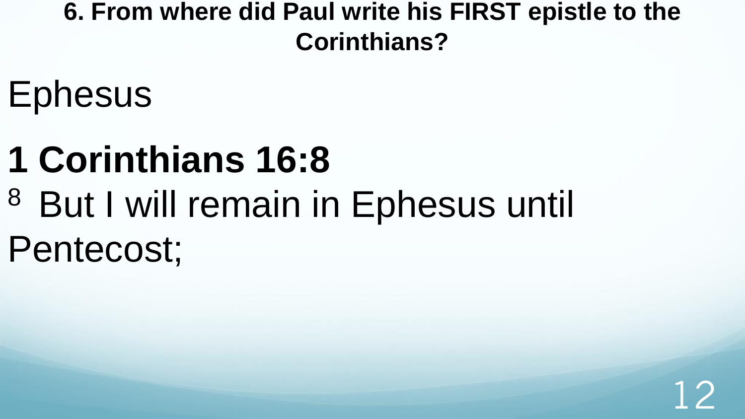**6. From where did Paul write his FIRST epistle to the Corinthians?**

Ephesus

**1 Corinthians 16:8**

[8] But I will remain in Ephesus until Pentecost;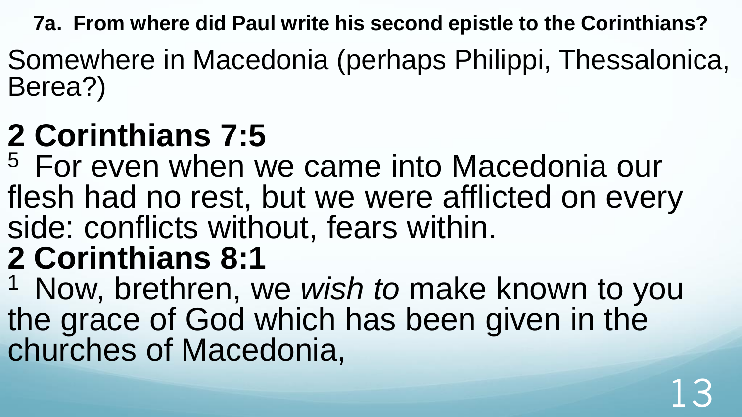**7a. From where did Paul write his second epistle to the Corinthians?**

Somewhere in Macedonia (perhaps Philippi, Thessalonica, Berea?)

# 2 Corinthians 7:5

[5] For even when we came into Macedonia our flesh had no rest, but we were afflicted on every side: conflicts without, fears within.

# 2 Corinthians 8:1

[1] Now, brethren, we *wish to* make known to you the grace of God which has been given in the churches of Macedonia,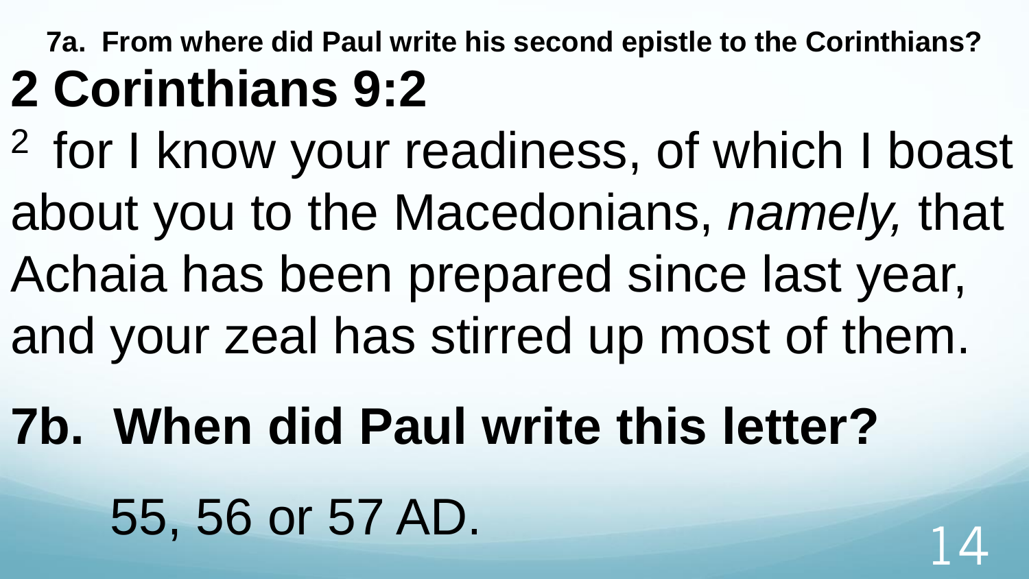**7a. From where did Paul write his second epistle to the Corinthians?**

# 2 Corinthians 9:2

[2] for I know your readiness, of which I boast about you to the Macedonians, *namely,* that Achaia has been prepared since last year, and your zeal has stirred up most of them.

## 7b. When did Paul write this letter?

55, 56 or 57 AD.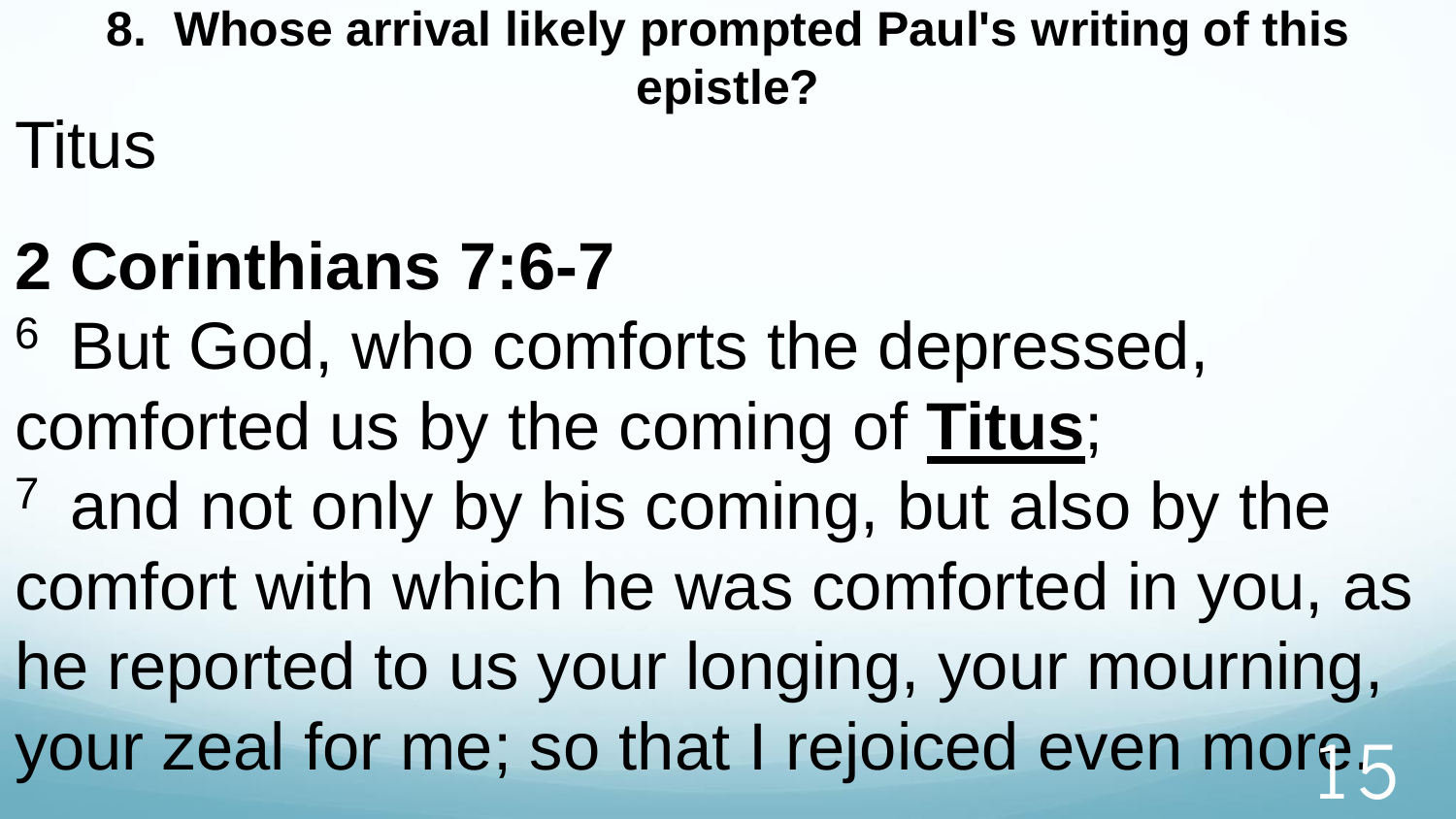**8. Whose arrival likely prompted Paul's writing of this epistle?**

Titus

## 2 Corinthians 7:6-7

[6] But God, who comforts the depressed, comforted us by the coming of **Titus**;

[7] and not only by his coming, but also by the comfort with which he was comforted in you, as he reported to us your longing, your mourning, your zeal for me; so that I rejoiced even more.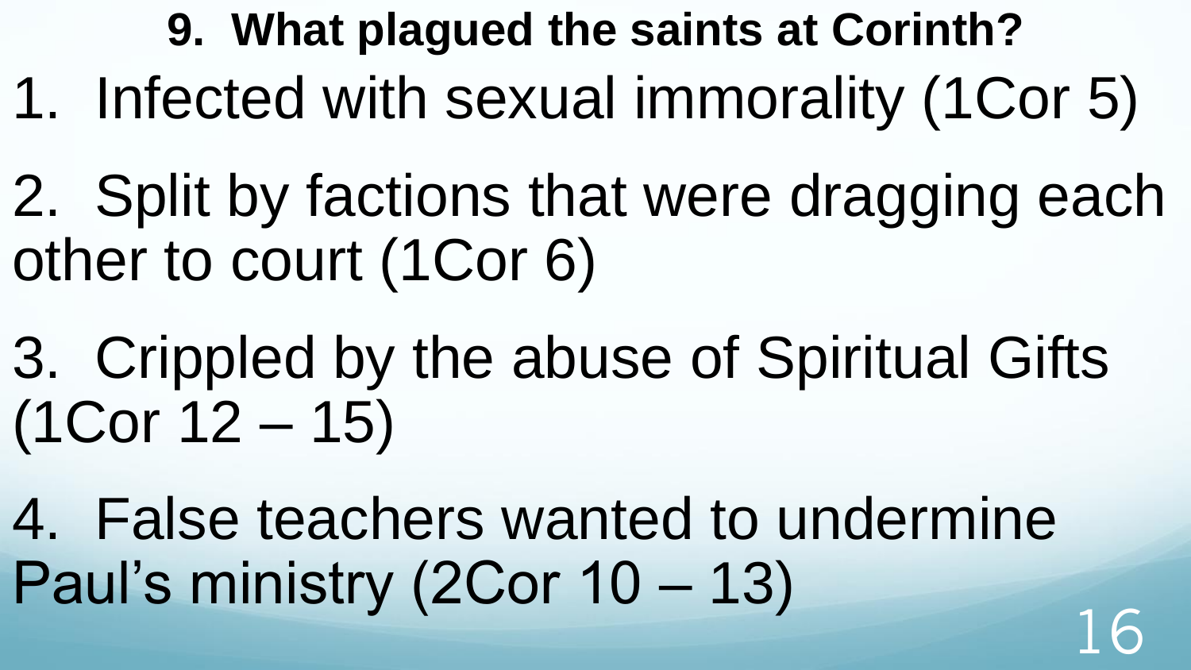**9. What plagued the saints at Corinth?**

1. Infected with sexual immorality (1Cor 5)
2. Split by factions that were dragging each other to court (1Cor 6)
3. Crippled by the abuse of Spiritual Gifts (1Cor 12 – 15)
4. False teachers wanted to undermine Paul's ministry (2Cor 10 – 13)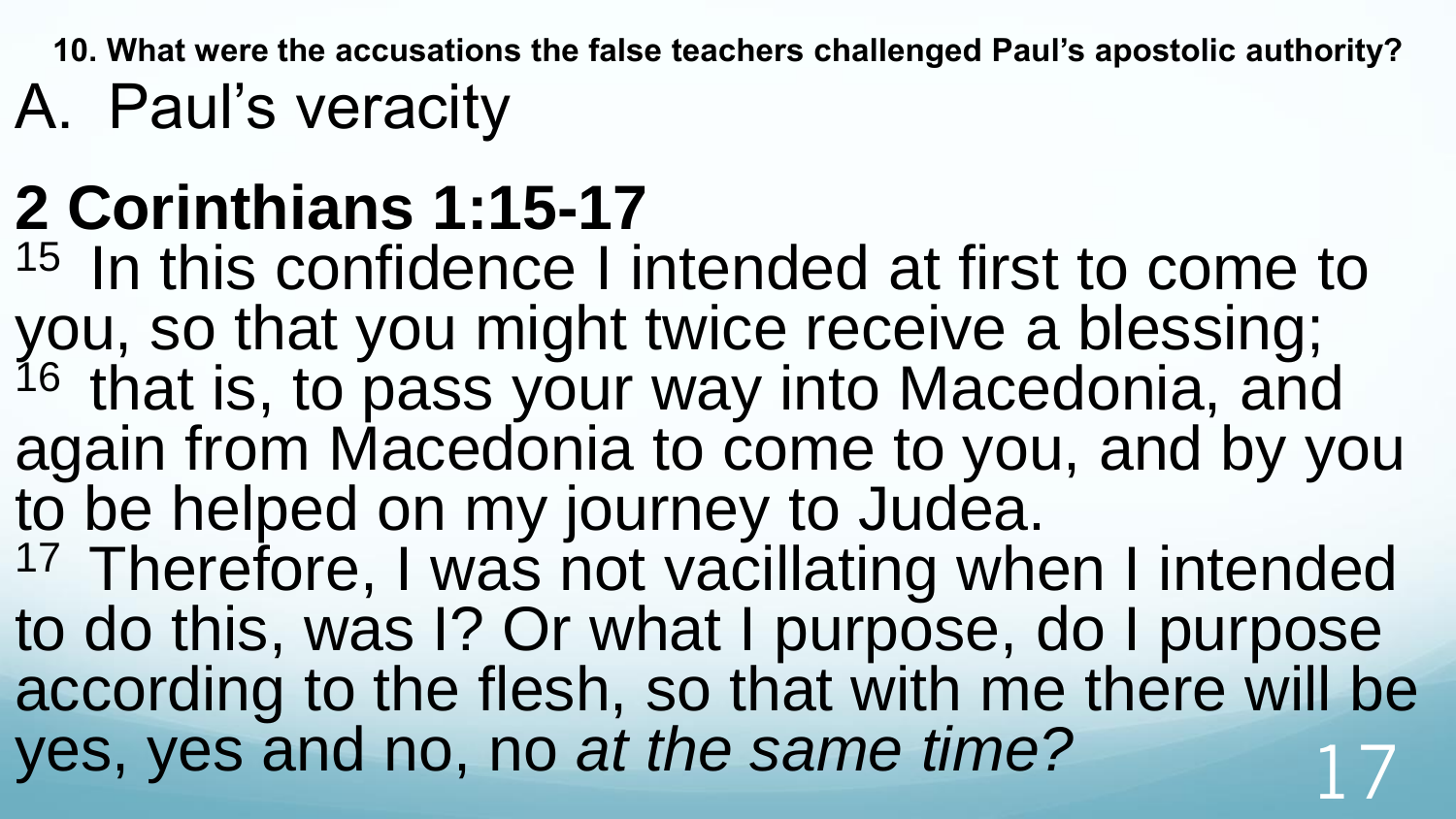**10. What were the accusations the false teachers challenged Paul's apostolic authority?**

A. Paul's veracity

## 2 Corinthians 1:15-17

[15] In this confidence I intended at first to come to you, so that you might twice receive a blessing; [16] that is, to pass your way into Macedonia, and again from Macedonia to come to you, and by you to be helped on my journey to Judea.
[17] Therefore, I was not vacillating when I intended to do this, was I? Or what I purpose, do I purpose according to the flesh, so that with me there will be yes, yes and no, no *at the same time?*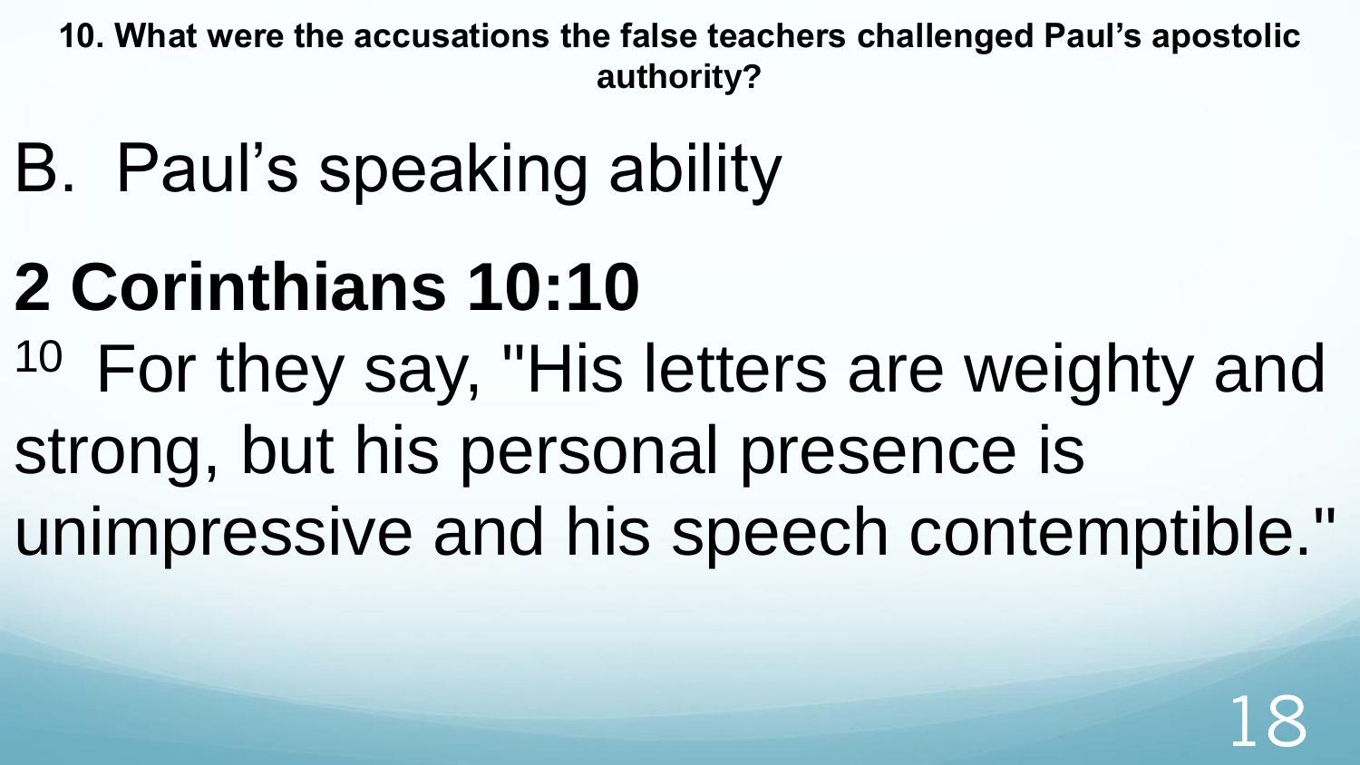**10. What were the accusations the false teachers challenged Paul's apostolic authority?**

B. Paul's speaking ability

## 2 Corinthians 10:10

[10] For they say, "His letters are weighty and strong, but his personal presence is unimpressive and his speech contemptible."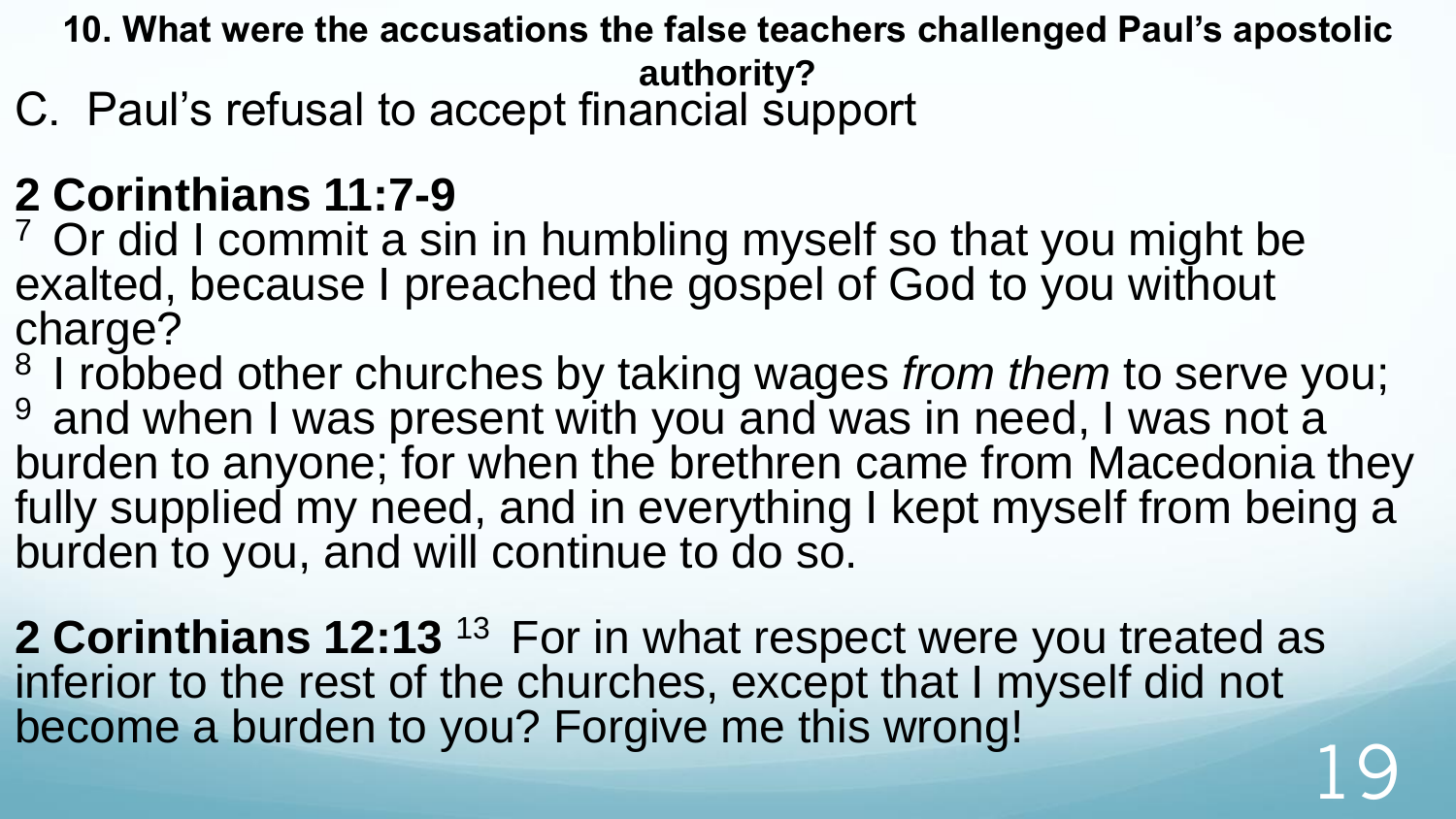**10. What were the accusations the false teachers challenged Paul's apostolic authority?**

C. Paul's refusal to accept financial support

**2 Corinthians 11:7-9**

[7] Or did I commit a sin in humbling myself so that you might be exalted, because I preached the gospel of God to you without charge?

[8] I robbed other churches by taking wages *from them* to serve you;

[9] and when I was present with you and was in need, I was not a burden to anyone; for when the brethren came from Macedonia they fully supplied my need, and in everything I kept myself from being a burden to you, and will continue to do so.

**2 Corinthians 12:13** [13] For in what respect were you treated as inferior to the rest of the churches, except that I myself did not become a burden to you? Forgive me this wrong!